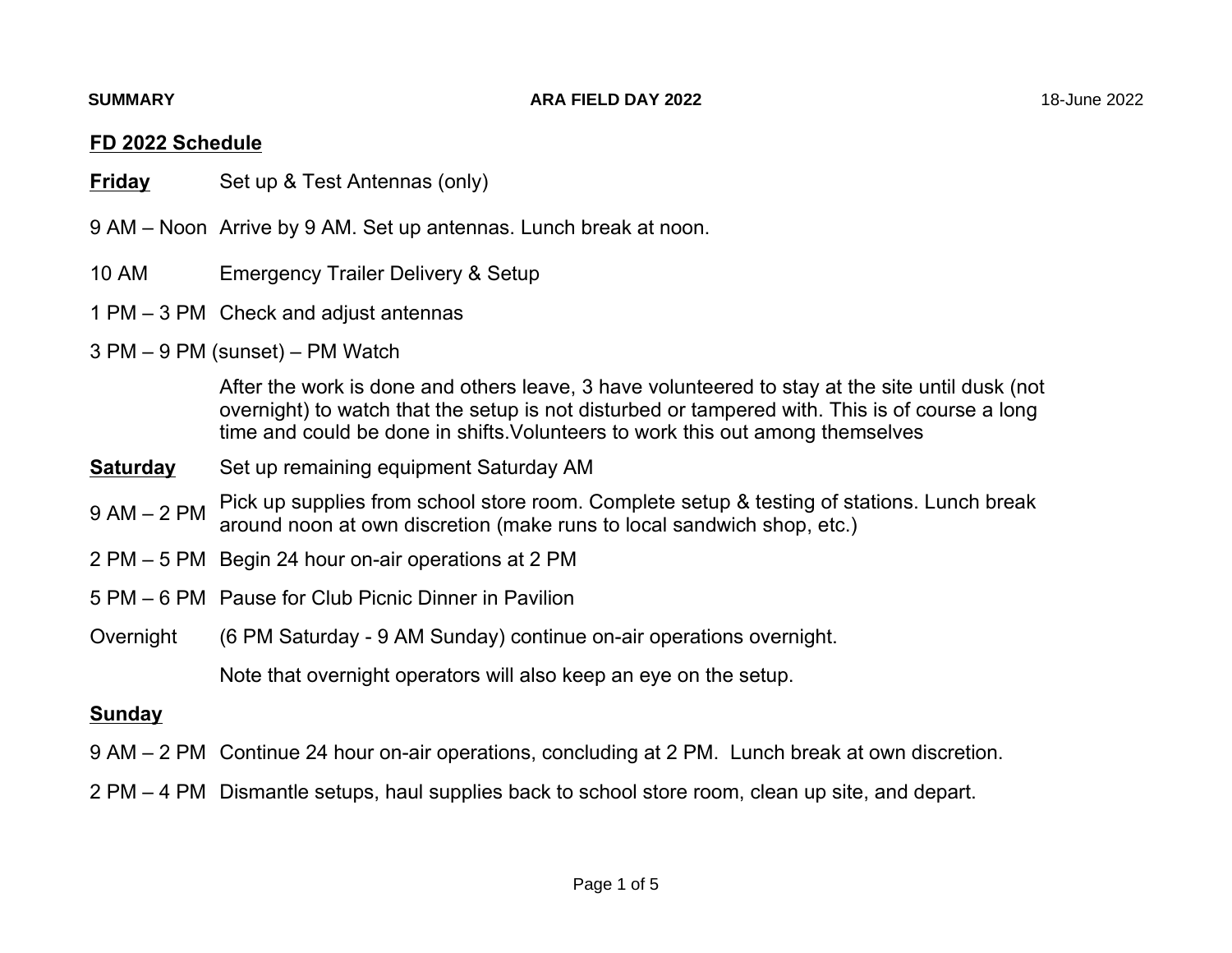**SUMMARY** **ARA FIELD DAY 2022** 18-June 2022

## FD 2022 Schedule

**Friday** Set up & Test Antennas (only)

9 AM – Noon Arrive by 9 AM. Set up antennas. Lunch break at noon.

10 AM Emergency Trailer Delivery & Setup

1 PM – 3 PM Check and adjust antennas

3 PM – 9 PM (sunset) – PM Watch

After the work is done and others leave, 3 have volunteered to stay at the site until dusk (not overnight) to watch that the setup is not disturbed or tampered with. This is of course a long time and could be done in shifts.Volunteers to work this out among themselves

**Saturday** Set up remaining equipment Saturday AM

9 AM – 2 PM Pick up supplies from school store room. Complete setup & testing of stations. Lunch break around noon at own discretion (make runs to local sandwich shop, etc.)

2 PM – 5 PM Begin 24 hour on-air operations at 2 PM

5 PM – 6 PM Pause for Club Picnic Dinner in Pavilion

Overnight (6 PM Saturday - 9 AM Sunday) continue on-air operations overnight.

Note that overnight operators will also keep an eye on the setup.

**Sunday**

9 AM – 2 PM Continue 24 hour on-air operations, concluding at 2 PM. Lunch break at own discretion.

2 PM – 4 PM Dismantle setups, haul supplies back to school store room, clean up site, and depart.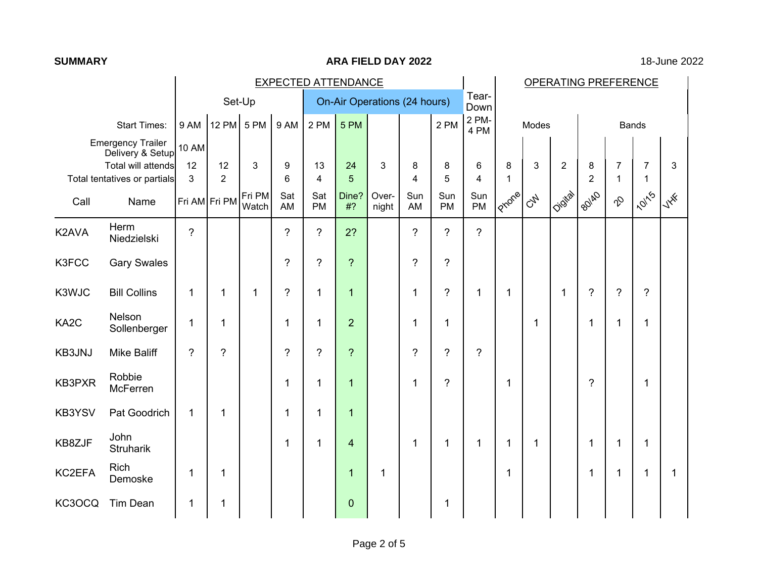**SUMMARY** — **ARA FIELD DAY 2022** — 18-June 2022

| | | EXPECTED ATTENDANCE | | | | | | | | | | OPERATING PREFERENCE | | | | | | |
|---|---|---|---|---|---|---|---|---|---|---|---|---|---|---|---|---|---|---|
| | | Set-Up | | | On-Air Operations (24 hours) | | | | | | Tear-Down | Modes | | | Bands | | | |
| | Start Times: | 9 AM | 12 PM | 5 PM | 9 AM | 2 PM | 5 PM | | | 2 PM | 2 PM-4 PM | | | | | | | |
| | Emergency Trailer Delivery & Setup | 10 AM | | | | | | | | | | | | | | | | |
| | Total will attends | 12 | 12 | 3 | 9 | 13 | 24 | 3 | 8 | 8 | 6 | 8 | 3 | 2 | 8 | 7 | 7 | 3 |
| | Total tentatives or partials | 3 | 2 | | 6 | 4 | 5 | | 4 | 5 | 4 | 1 | | | 2 | 1 | 1 | |
| **Call** | **Name** | **Fri AM** | **Fri PM** | **Fri PM Watch** | **Sat AM** | **Sat PM** | **Dine? #?** | **Over-night** | **Sun AM** | **Sun PM** | **Sun PM** | **Phone** | **CW** | **Digital** | **80/40** | **20** | **10/15** | **VHF** |
| K2AVA | Herm Niedzielski | ? | | | ? | ? | 2? | | ? | ? | ? | | | | | | | |
| K3FCC | Gary Swales | | | | ? | ? | ? | | ? | ? | | | | | | | | |
| K3WJC | Bill Collins | 1 | 1 | 1 | ? | 1 | 1 | | 1 | ? | 1 | 1 | | 1 | ? | ? | ? | |
| KA2C | Nelson Sollenberger | 1 | 1 | | 1 | 1 | 2 | | 1 | 1 | | | 1 | | 1 | 1 | 1 | |
| KB3JNJ | Mike Baliff | ? | ? | | ? | ? | ? | | ? | ? | ? | | | | | | | |
| KB3PXR | Robbie McFerren | | | | 1 | 1 | 1 | | 1 | ? | | 1 | | | ? | | 1 | |
| KB3YSV | Pat Goodrich | 1 | 1 | | 1 | 1 | 1 | | | | | | | | | | | |
| KB8ZJF | John Struharik | | | | 1 | 1 | 4 | | 1 | 1 | 1 | 1 | 1 | | 1 | 1 | 1 | |
| KC2EFA | Rich Demoske | 1 | 1 | | | | 1 | 1 | | | | 1 | | | 1 | 1 | 1 | 1 |
| KC3OCQ | Tim Dean | 1 | 1 | | | | 0 | | | 1 | | | | | | | | |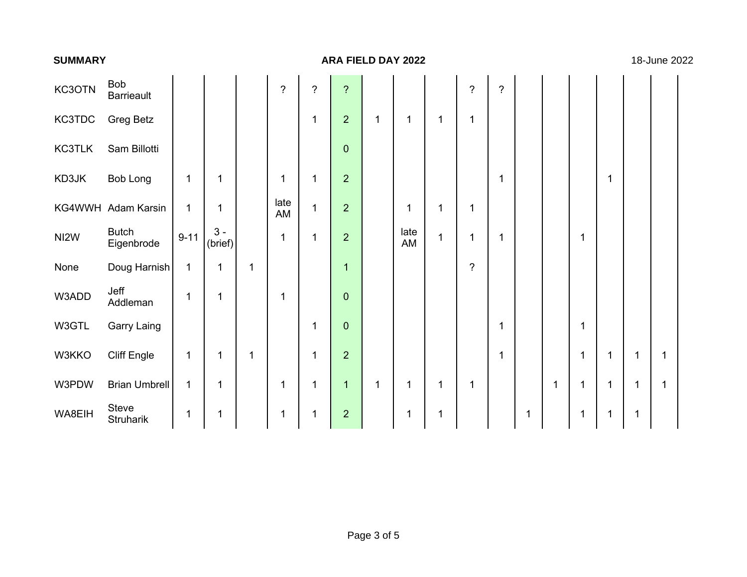**SUMMARY** | **ARA FIELD DAY 2022** | 18-June 2022

| | | | | | | | | | | | | | | | | | | |
|---|---|---|---|---|---|---|---|---|---|---|---|---|---|---|---|---|---|---|
| KC3OTN | Bob Barrieault | | | | ? | ? | ? | | | | ? | ? | | | | | | |
| KC3TDC | Greg Betz | | | | | 1 | 2 | 1 | 1 | 1 | 1 | | | | | | | |
| KC3TLK | Sam Billotti | | | | | | 0 | | | | | | | | | | | |
| KD3JK | Bob Long | 1 | 1 | | 1 | 1 | 2 | | | | | 1 | | | | 1 | | |
| KG4WWH | Adam Karsin | 1 | 1 | | late AM | 1 | 2 | | 1 | 1 | 1 | | | | | | | |
| NI2W | Butch Eigenbrode | 9-11 | 3 - (brief) | | 1 | 1 | 2 | | late AM | 1 | 1 | 1 | | | 1 | | | |
| None | Doug Harnish | 1 | 1 | 1 | | | 1 | | | | ? | | | | | | | |
| W3ADD | Jeff Addleman | 1 | 1 | | 1 | | 0 | | | | | | | | | | | |
| W3GTL | Garry Laing | | | | | 1 | 0 | | | | | 1 | | | 1 | | | |
| W3KKO | Cliff Engle | 1 | 1 | 1 | | 1 | 2 | | | | | 1 | | | 1 | 1 | 1 | 1 |
| W3PDW | Brian Umbrell | 1 | 1 | | 1 | 1 | 1 | 1 | 1 | 1 | 1 | | | 1 | 1 | 1 | 1 | 1 |
| WA8EIH | Steve Struharik | 1 | 1 | | 1 | 1 | 2 | | 1 | 1 | | | 1 | | 1 | 1 | 1 | |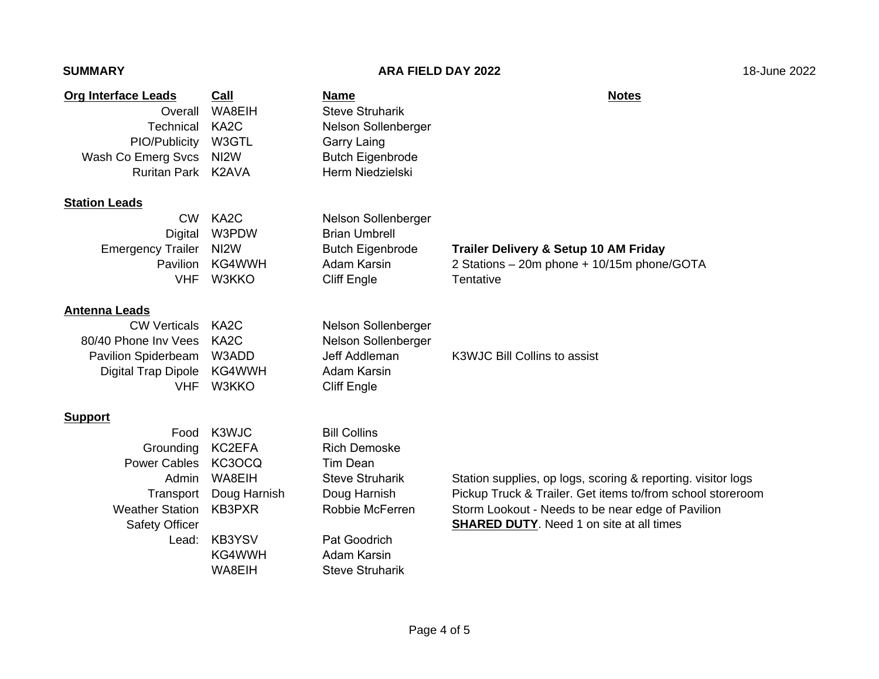**SUMMARY** **ARA FIELD DAY 2022** 18-June 2022

| Org Interface Leads | Call | Name | Notes |
|---|---|---|---|
| Overall | WA8EIH | Steve Struharik | |
| Technical | KA2C | Nelson Sollenberger | |
| PIO/Publicity | W3GTL | Garry Laing | |
| Wash Co Emerg Svcs | NI2W | Butch Eigenbrode | |
| Ruritan Park | K2AVA | Herm Niedzielski | |
| **Station Leads** | | | |
| CW | KA2C | Nelson Sollenberger | |
| Digital | W3PDW | Brian Umbrell | |
| Emergency Trailer | NI2W | Butch Eigenbrode | **Trailer Delivery & Setup 10 AM Friday** |
| Pavilion | KG4WWH | Adam Karsin | 2 Stations – 20m phone + 10/15m phone/GOTA |
| VHF | W3KKO | Cliff Engle | Tentative |
| **Antenna Leads** | | | |
| CW Verticals | KA2C | Nelson Sollenberger | |
| 80/40 Phone Inv Vees | KA2C | Nelson Sollenberger | |
| Pavilion Spiderbeam | W3ADD | Jeff Addleman | K3WJC Bill Collins to assist |
| Digital Trap Dipole | KG4WWH | Adam Karsin | |
| VHF | W3KKO | Cliff Engle | |
| **Support** | | | |
| Food | K3WJC | Bill Collins | |
| Grounding | KC2EFA | Rich Demoske | |
| Power Cables | KC3OCQ | Tim Dean | |
| Admin | WA8EIH | Steve Struharik | Station supplies, op logs, scoring & reporting. visitor logs |
| Transport | Doug Harnish | Doug Harnish | Pickup Truck & Trailer. Get items to/from school storeroom |
| Weather Station | KB3PXR | Robbie McFerren | Storm Lookout - Needs to be near edge of Pavilion |
| Safety Officer | | | **SHARED DUTY**. Need 1 on site at all times |
| Lead: | KB3YSV | Pat Goodrich | |
| | KG4WWH | Adam Karsin | |
| | WA8EIH | Steve Struharik | |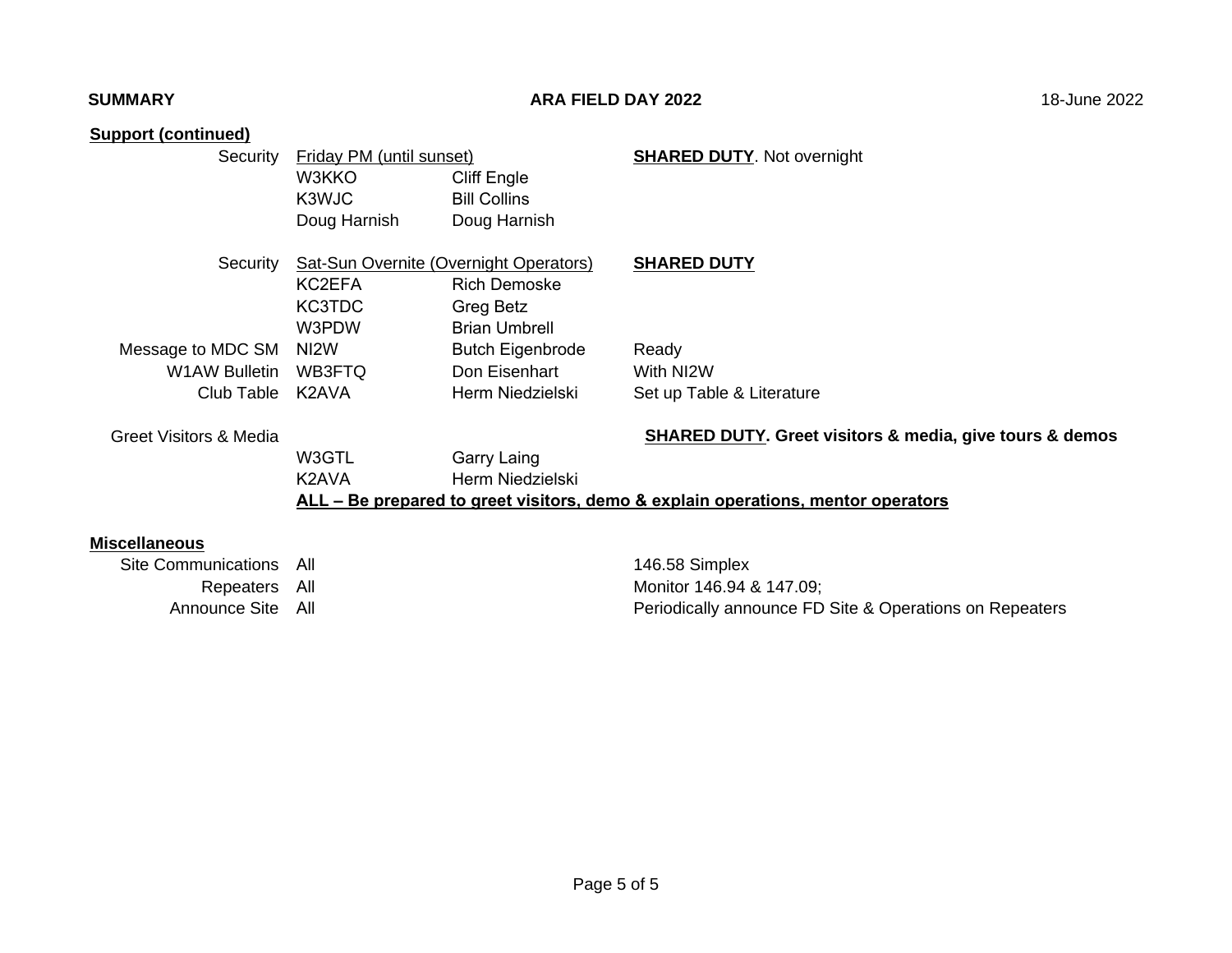**SUMMARY** **ARA FIELD DAY 2022** 18-June 2022

**Support (continued)**

| | | | |
|---|---|---|---|
| Security | Friday PM (until sunset) | | **SHARED DUTY**. Not overnight |
| | W3KKO | Cliff Engle | |
| | K3WJC | Bill Collins | |
| | Doug Harnish | Doug Harnish | |
| | | | |
| Security | Sat-Sun Overnite (Overnight Operators) | | **SHARED DUTY** |
| | KC2EFA | Rich Demoske | |
| | KC3TDC | Greg Betz | |
| | W3PDW | Brian Umbrell | |
| Message to MDC SM | NI2W | Butch Eigenbrode | Ready |
| W1AW Bulletin | WB3FTQ | Don Eisenhart | With NI2W |
| Club Table | K2AVA | Herm Niedzielski | Set up Table & Literature |
| | | | |
| Greet Visitors & Media | | | **SHARED DUTY. Greet visitors & media, give tours & demos** |
| | W3GTL | Garry Laing | |
| | K2AVA | Herm Niedzielski | |
| | **ALL – Be prepared to greet visitors, demo & explain operations, mentor operators** | | |

**Miscellaneous**

| | | | |
|---|---|---|---|
| Site Communications | All | | 146.58 Simplex |
| Repeaters | All | | Monitor 146.94 & 147.09; |
| Announce Site | All | | Periodically announce FD Site & Operations on Repeaters |